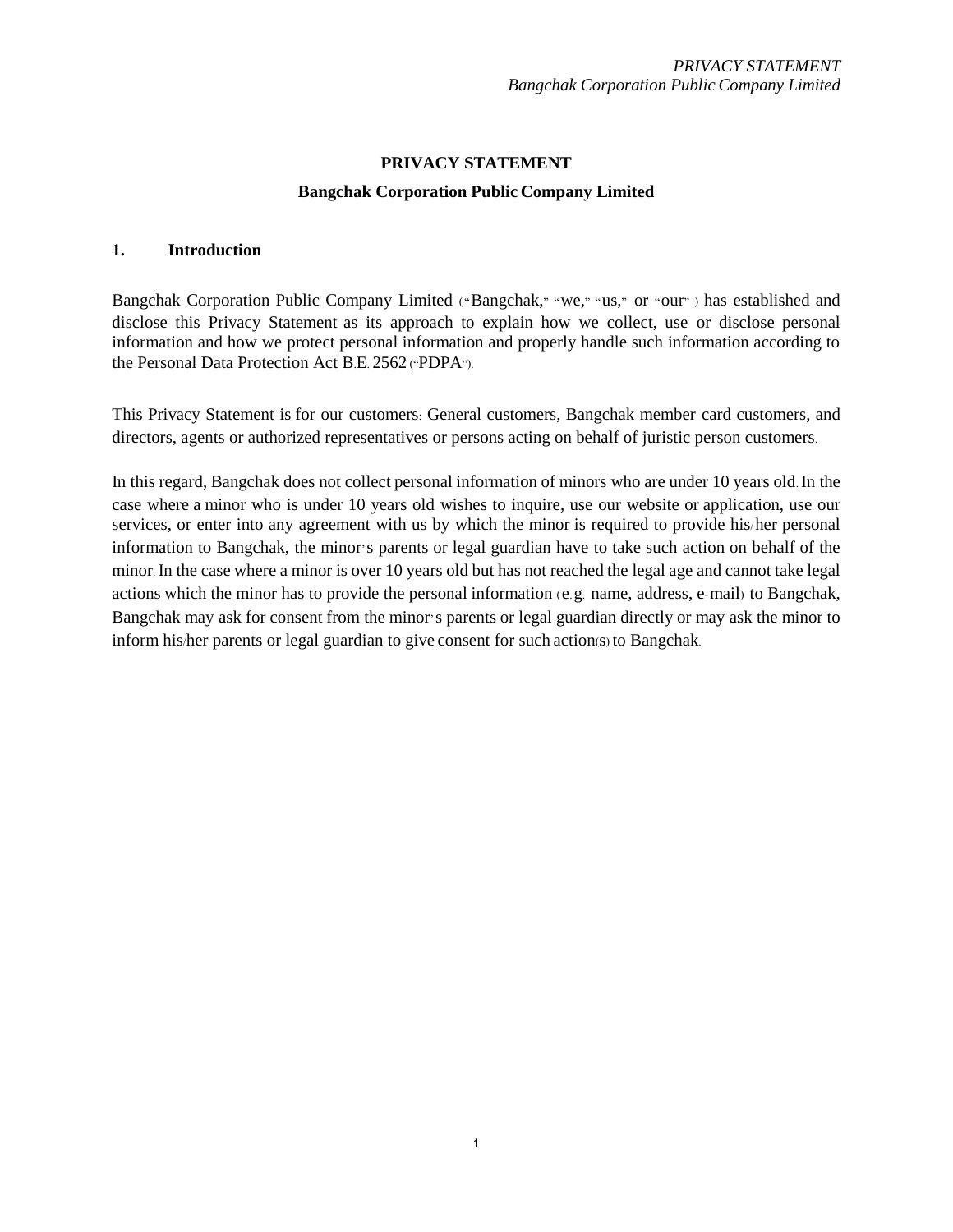# PRIVACY STATEMENT

## Bangchak Corporation Public Company Limited

### 1. Introduction

Bangchak Corporation Public Company Limited ("Bangchak," "we," "us," or "our") has established and disclose this Privacy Statement as its approach to explain how we collect, use or disclose personal information and how we protect personal information and properly handle such information according to the Personal Data Protection Act B.E. 2562 ("PDPA").

This Privacy Statement is for our customers: General customers, Bangchak member card customers, and directors, agents or authorized representatives or persons acting on behalf of juristic person customers.

In this regard, Bangchak does not collect personal information of minors who are under 10 years old. In the case where a minor who is under 10 years old wishes to inquire, use our website or application, use our services, or enter into any agreement with us by which the minor is required to provide his/her personal information to Bangchak, the minor's parents or legal guardian have to take such action on behalf of the minor. In the case where a minor is over 10 years old but has not reached the legal age and cannot take legal actions which the minor has to provide the personal information (e.g. name, address, e-mail) to Bangchak, Bangchak may ask for consent from the minor's parents or legal guardian directly or may ask the minor to inform his/her parents or legal guardian to give consent for such action(s) to Bangchak.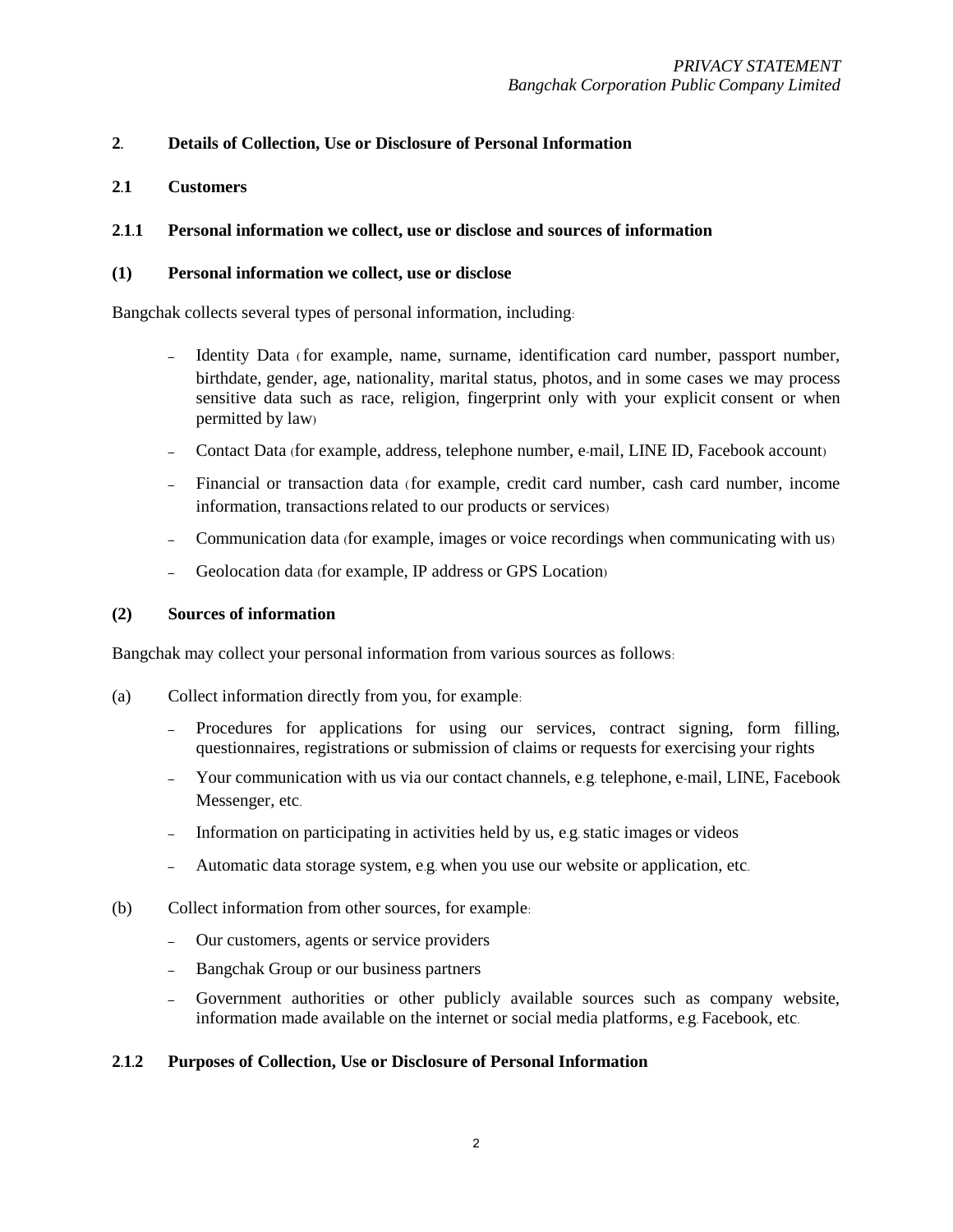## 2. Details of Collection, Use or Disclosure of Personal Information

### 2.1 Customers

#### 2.1.1 Personal information we collect, use or disclose and sources of information

**(1) Personal information we collect, use or disclose**

Bangchak collects several types of personal information, including:

- Identity Data (for example, name, surname, identification card number, passport number, birthdate, gender, age, nationality, marital status, photos, and in some cases we may process sensitive data such as race, religion, fingerprint only with your explicit consent or when permitted by law)
- Contact Data (for example, address, telephone number, e-mail, LINE ID, Facebook account)
- Financial or transaction data (for example, credit card number, cash card number, income information, transactions related to our products or services)
- Communication data (for example, images or voice recordings when communicating with us)
- Geolocation data (for example, IP address or GPS Location)

**(2) Sources of information**

Bangchak may collect your personal information from various sources as follows:

(a) Collect information directly from you, for example:

- Procedures for applications for using our services, contract signing, form filling, questionnaires, registrations or submission of claims or requests for exercising your rights
- Your communication with us via our contact channels, e.g. telephone, e-mail, LINE, Facebook Messenger, etc.
- Information on participating in activities held by us, e.g. static images or videos
- Automatic data storage system, e.g. when you use our website or application, etc.

(b) Collect information from other sources, for example:

- Our customers, agents or service providers
- Bangchak Group or our business partners
- Government authorities or other publicly available sources such as company website, information made available on the internet or social media platforms, e.g. Facebook, etc.

#### 2.1.2 Purposes of Collection, Use or Disclosure of Personal Information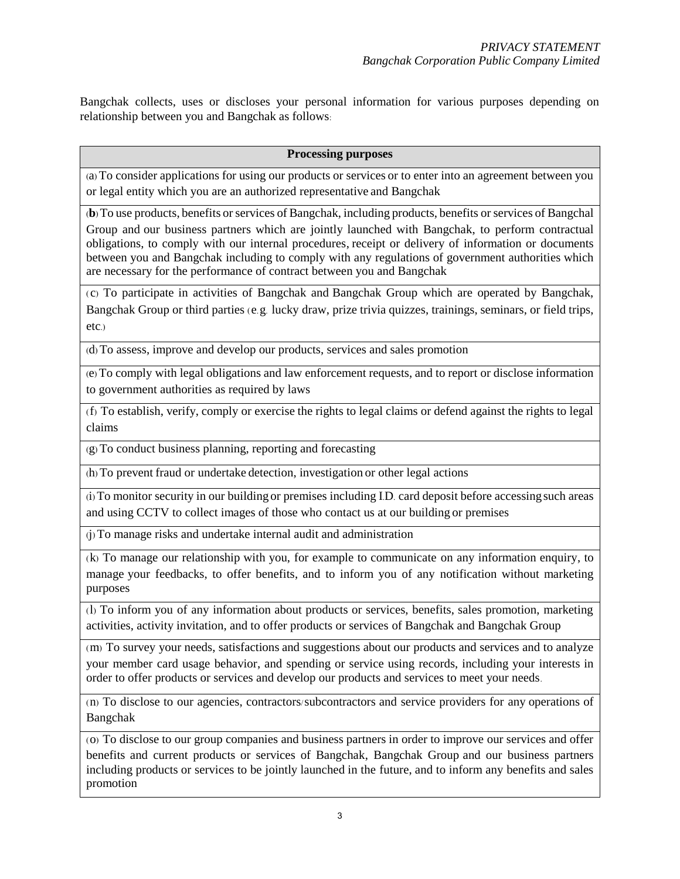Bangchak collects, uses or discloses your personal information for various purposes depending on relationship between you and Bangchak as follows:

| Processing purposes |
|---|
| (a) To consider applications for using our products or services or to enter into an agreement between you or legal entity which you are an authorized representative and Bangchak |
| (**b**) To use products, benefits or services of Bangchak, including products, benefits or services of Bangchal Group and our business partners which are jointly launched with Bangchak, to perform contractual obligations, to comply with our internal procedures, receipt or delivery of information or documents between you and Bangchak including to comply with any regulations of government authorities which are necessary for the performance of contract between you and Bangchak |
| (c) To participate in activities of Bangchak and Bangchak Group which are operated by Bangchak, Bangchak Group or third parties (e.g. lucky draw, prize trivia quizzes, trainings, seminars, or field trips, etc.) |
| (d) To assess, improve and develop our products, services and sales promotion |
| (e) To comply with legal obligations and law enforcement requests, and to report or disclose information to government authorities as required by laws |
| (f) To establish, verify, comply or exercise the rights to legal claims or defend against the rights to legal claims |
| (g) To conduct business planning, reporting and forecasting |
| (h) To prevent fraud or undertake detection, investigation or other legal actions |
| (i) To monitor security in our building or premises including I.D. card deposit before accessing such areas and using CCTV to collect images of those who contact us at our building or premises |
| (j) To manage risks and undertake internal audit and administration |
| (k) To manage our relationship with you, for example to communicate on any information enquiry, to manage your feedbacks, to offer benefits, and to inform you of any notification without marketing purposes |
| (l) To inform you of any information about products or services, benefits, sales promotion, marketing activities, activity invitation, and to offer products or services of Bangchak and Bangchak Group |
| (m) To survey your needs, satisfactions and suggestions about our products and services and to analyze your member card usage behavior, and spending or service using records, including your interests in order to offer products or services and develop our products and services to meet your needs. |
| (n) To disclose to our agencies, contractors/subcontractors and service providers for any operations of Bangchak |
| (o) To disclose to our group companies and business partners in order to improve our services and offer benefits and current products or services of Bangchak, Bangchak Group and our business partners including products or services to be jointly launched in the future, and to inform any benefits and sales promotion |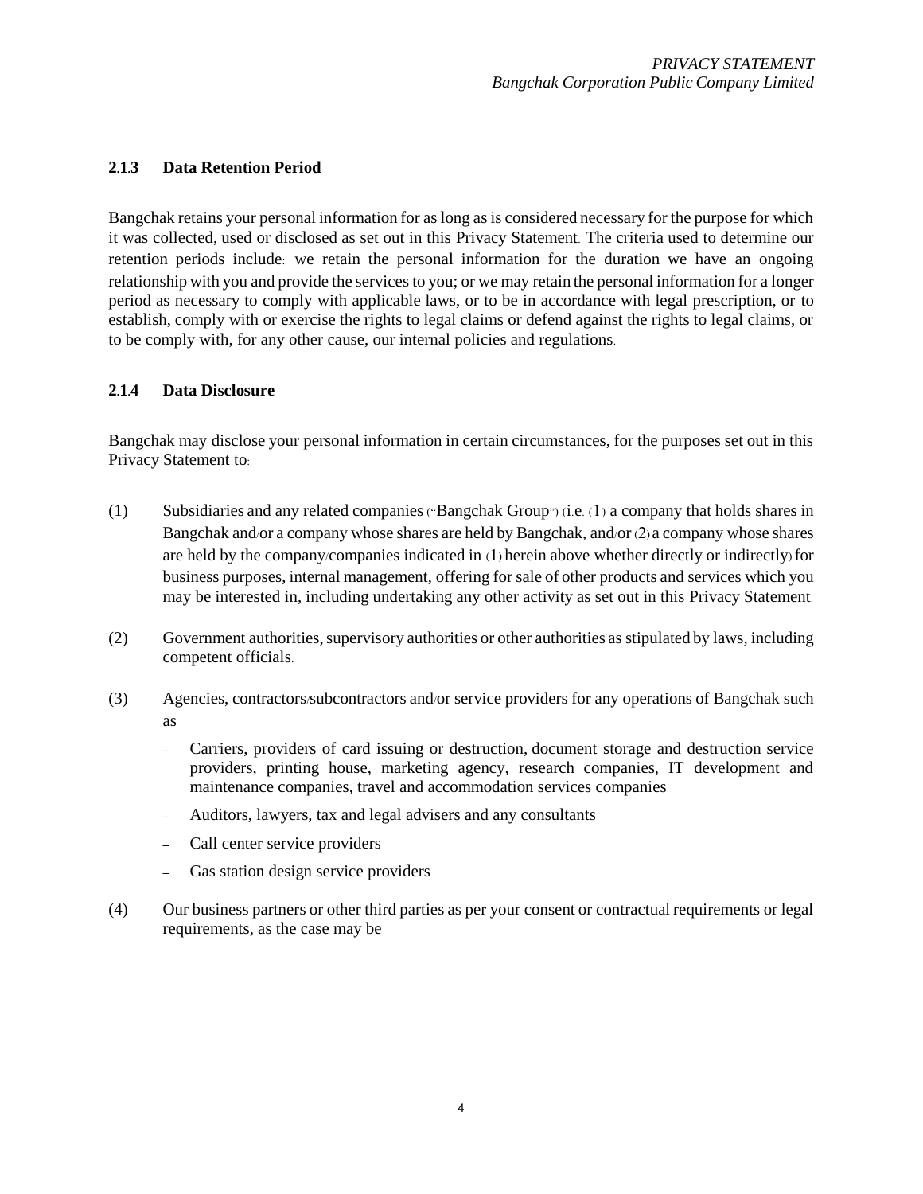### 2.1.3 Data Retention Period

Bangchak retains your personal information for as long as is considered necessary for the purpose for which it was collected, used or disclosed as set out in this Privacy Statement. The criteria used to determine our retention periods include: we retain the personal information for the duration we have an ongoing relationship with you and provide the services to you; or we may retain the personal information for a longer period as necessary to comply with applicable laws, or to be in accordance with legal prescription, or to establish, comply with or exercise the rights to legal claims or defend against the rights to legal claims, or to be comply with, for any other cause, our internal policies and regulations.

### 2.1.4 Data Disclosure

Bangchak may disclose your personal information in certain circumstances, for the purposes set out in this Privacy Statement to:

(1) Subsidiaries and any related companies ("Bangchak Group") (i.e. (1) a company that holds shares in Bangchak and/or a company whose shares are held by Bangchak, and/or (2) a company whose shares are held by the company/companies indicated in (1) herein above whether directly or indirectly) for business purposes, internal management, offering for sale of other products and services which you may be interested in, including undertaking any other activity as set out in this Privacy Statement.

(2) Government authorities, supervisory authorities or other authorities as stipulated by laws, including competent officials.

(3) Agencies, contractors/subcontractors and/or service providers for any operations of Bangchak such as

- Carriers, providers of card issuing or destruction, document storage and destruction service providers, printing house, marketing agency, research companies, IT development and maintenance companies, travel and accommodation services companies
- Auditors, lawyers, tax and legal advisers and any consultants
- Call center service providers
- Gas station design service providers

(4) Our business partners or other third parties as per your consent or contractual requirements or legal requirements, as the case may be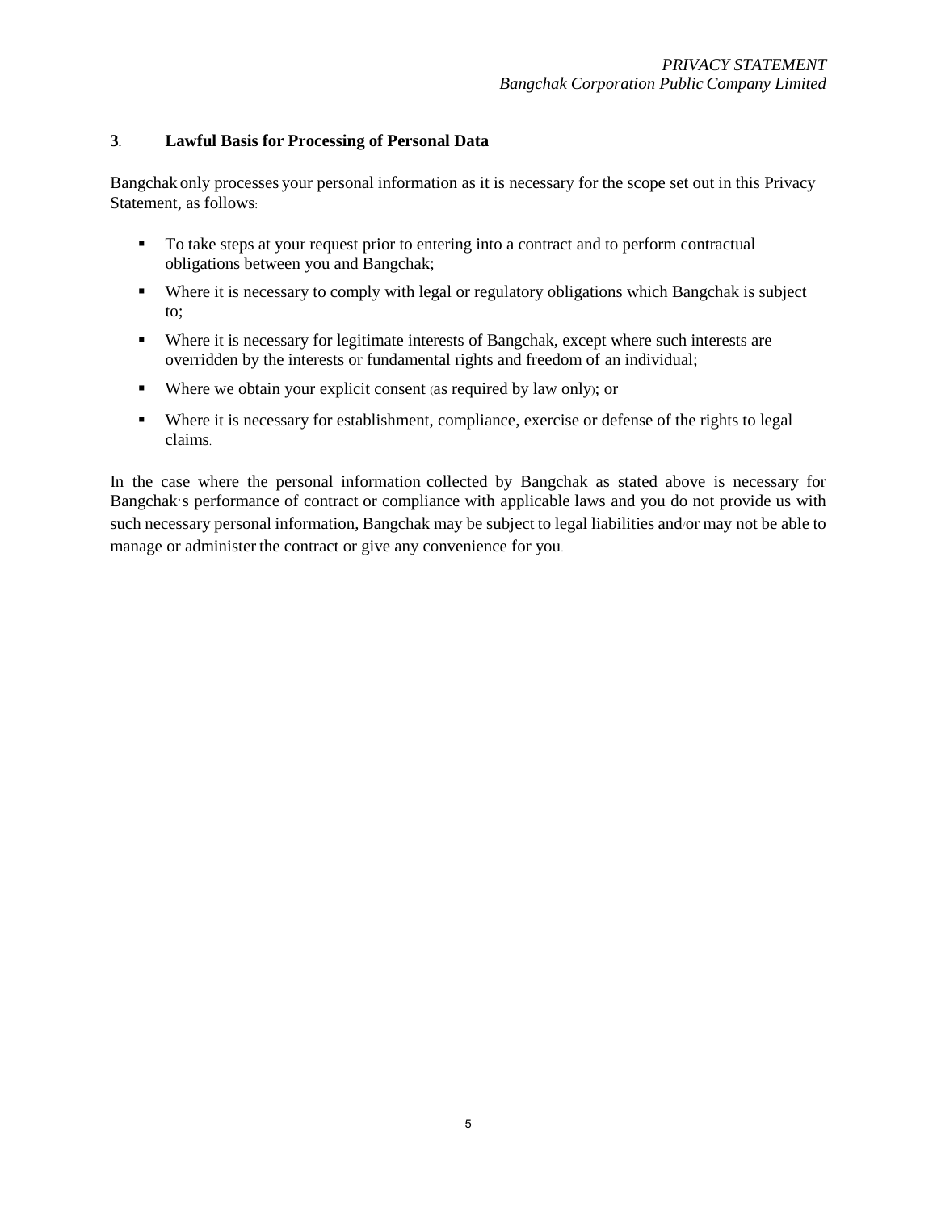## 3. Lawful Basis for Processing of Personal Data

Bangchak only processes your personal information as it is necessary for the scope set out in this Privacy Statement, as follows:

- To take steps at your request prior to entering into a contract and to perform contractual obligations between you and Bangchak;
- Where it is necessary to comply with legal or regulatory obligations which Bangchak is subject to;
- Where it is necessary for legitimate interests of Bangchak, except where such interests are overridden by the interests or fundamental rights and freedom of an individual;
- Where we obtain your explicit consent (as required by law only); or
- Where it is necessary for establishment, compliance, exercise or defense of the rights to legal claims.

In the case where the personal information collected by Bangchak as stated above is necessary for Bangchak's performance of contract or compliance with applicable laws and you do not provide us with such necessary personal information, Bangchak may be subject to legal liabilities and/or may not be able to manage or administer the contract or give any convenience for you.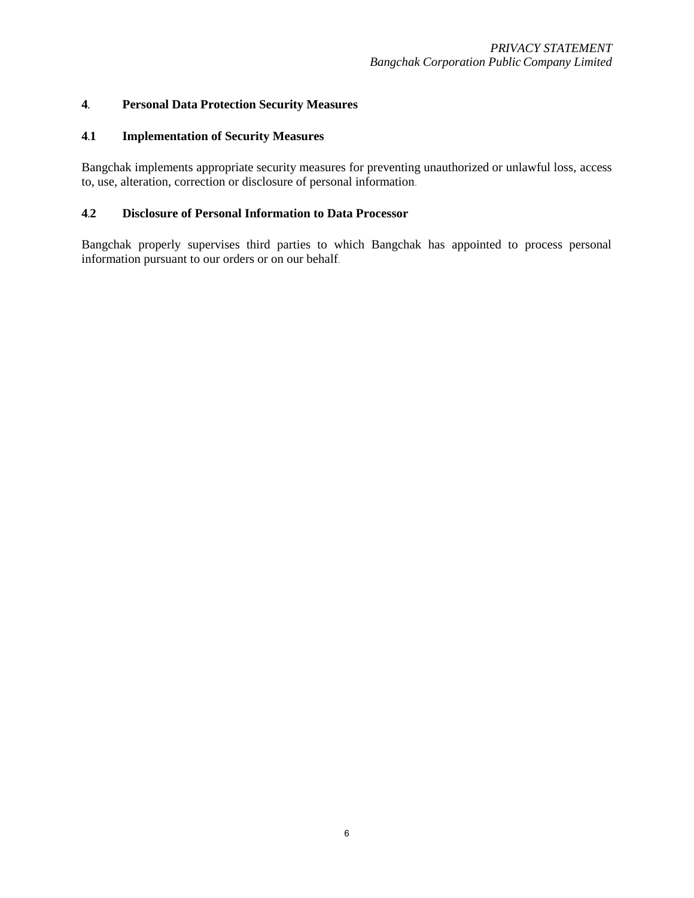## 4. Personal Data Protection Security Measures

### 4.1 Implementation of Security Measures

Bangchak implements appropriate security measures for preventing unauthorized or unlawful loss, access to, use, alteration, correction or disclosure of personal information.

### 4.2 Disclosure of Personal Information to Data Processor

Bangchak properly supervises third parties to which Bangchak has appointed to process personal information pursuant to our orders or on our behalf.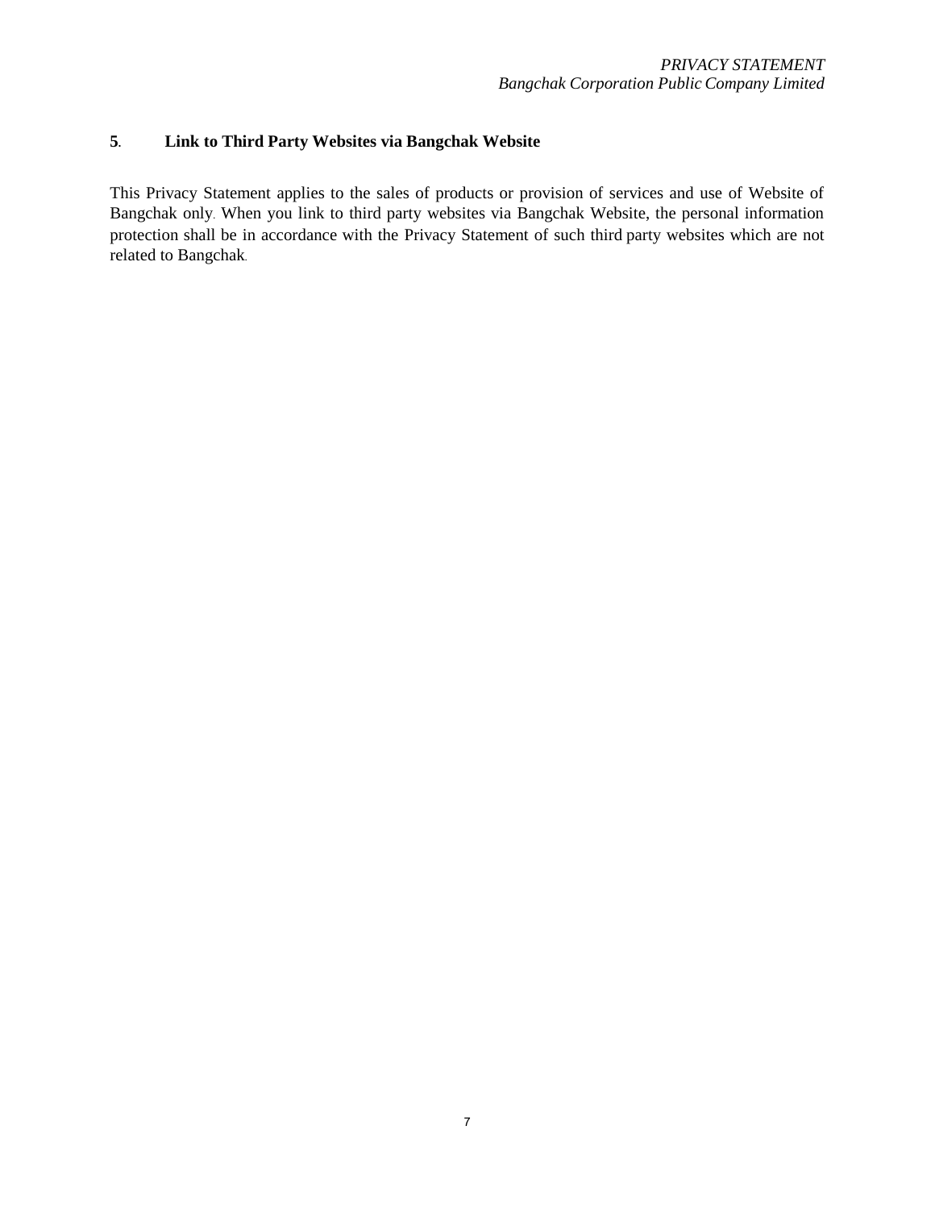## 5. Link to Third Party Websites via Bangchak Website

This Privacy Statement applies to the sales of products or provision of services and use of Website of Bangchak only. When you link to third party websites via Bangchak Website, the personal information protection shall be in accordance with the Privacy Statement of such third party websites which are not related to Bangchak.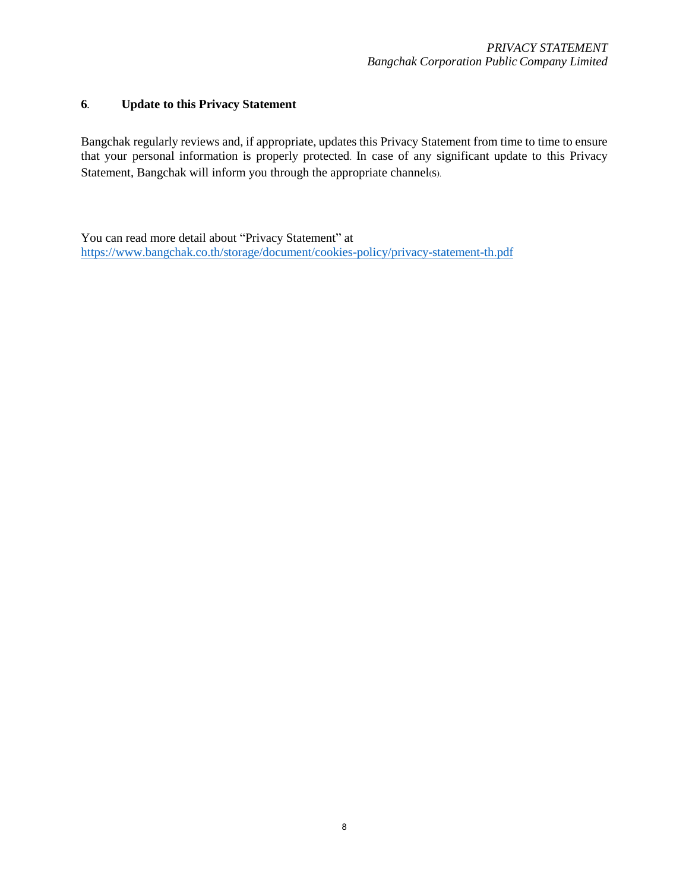## 6. Update to this Privacy Statement

Bangchak regularly reviews and, if appropriate, updates this Privacy Statement from time to time to ensure that your personal information is properly protected. In case of any significant update to this Privacy Statement, Bangchak will inform you through the appropriate channel(s).

You can read more detail about "Privacy Statement" at
https://www.bangchak.co.th/storage/document/cookies-policy/privacy-statement-th.pdf